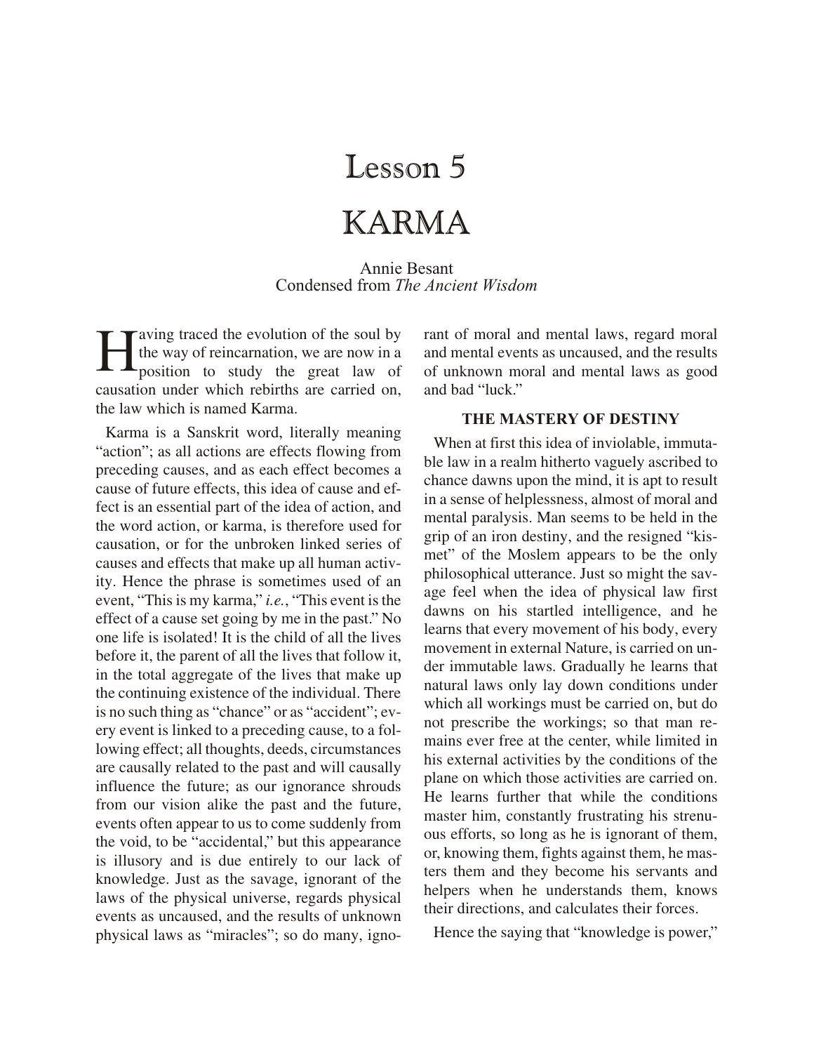# Lesson 5

# KARMA

Annie Besant
Condensed from *The Ancient Wisdom*

Having traced the evolution of the soul by the way of reincarnation, we are now in a position to study the great law of causation under which rebirths are carried on, the law which is named Karma.

Karma is a Sanskrit word, literally meaning "action"; as all actions are effects flowing from preceding causes, and as each effect becomes a cause of future effects, this idea of cause and effect is an essential part of the idea of action, and the word action, or karma, is therefore used for causation, or for the unbroken linked series of causes and effects that make up all human activity. Hence the phrase is sometimes used of an event, "This is my karma," *i.e.*, "This event is the effect of a cause set going by me in the past." No one life is isolated! It is the child of all the lives before it, the parent of all the lives that follow it, in the total aggregate of the lives that make up the continuing existence of the individual. There is no such thing as "chance" or as "accident"; every event is linked to a preceding cause, to a following effect; all thoughts, deeds, circumstances are causally related to the past and will causally influence the future; as our ignorance shrouds from our vision alike the past and the future, events often appear to us to come suddenly from the void, to be "accidental," but this appearance is illusory and is due entirely to our lack of knowledge. Just as the savage, ignorant of the laws of the physical universe, regards physical events as uncaused, and the results of unknown physical laws as "miracles"; so do many, ignorant of moral and mental laws, regard moral and mental events as uncaused, and the results of unknown moral and mental laws as good and bad "luck."

### THE MASTERY OF DESTINY

When at first this idea of inviolable, immutable law in a realm hitherto vaguely ascribed to chance dawns upon the mind, it is apt to result in a sense of helplessness, almost of moral and mental paralysis. Man seems to be held in the grip of an iron destiny, and the resigned "kismet" of the Moslem appears to be the only philosophical utterance. Just so might the savage feel when the idea of physical law first dawns on his startled intelligence, and he learns that every movement of his body, every movement in external Nature, is carried on under immutable laws. Gradually he learns that natural laws only lay down conditions under which all workings must be carried on, but do not prescribe the workings; so that man remains ever free at the center, while limited in his external activities by the conditions of the plane on which those activities are carried on. He learns further that while the conditions master him, constantly frustrating his strenuous efforts, so long as he is ignorant of them, or, knowing them, fights against them, he masters them and they become his servants and helpers when he understands them, knows their directions, and calculates their forces.

Hence the saying that "knowledge is power,"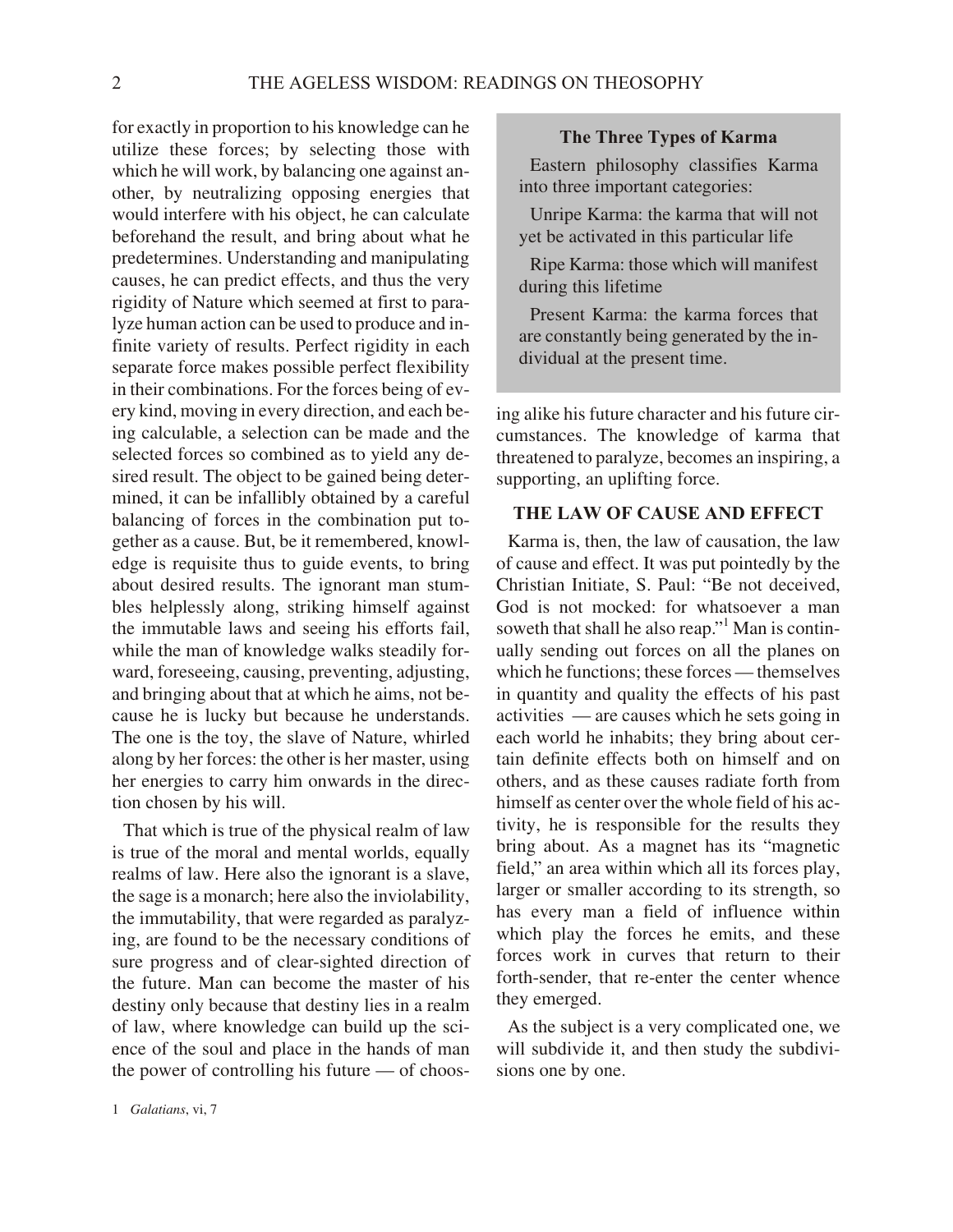for exactly in proportion to his knowledge can he utilize these forces; by selecting those with which he will work, by balancing one against another, by neutralizing opposing energies that would interfere with his object, he can calculate beforehand the result, and bring about what he predetermines. Understanding and manipulating causes, he can predict effects, and thus the very rigidity of Nature which seemed at first to paralyze human action can be used to produce and infinite variety of results. Perfect rigidity in each separate force makes possible perfect flexibility in their combinations. For the forces being of every kind, moving in every direction, and each being calculable, a selection can be made and the selected forces so combined as to yield any desired result. The object to be gained being determined, it can be infallibly obtained by a careful balancing of forces in the combination put together as a cause. But, be it remembered, knowledge is requisite thus to guide events, to bring about desired results. The ignorant man stumbles helplessly along, striking himself against the immutable laws and seeing his efforts fail, while the man of knowledge walks steadily forward, foreseeing, causing, preventing, adjusting, and bringing about that at which he aims, not because he is lucky but because he understands. The one is the toy, the slave of Nature, whirled along by her forces: the other is her master, using her energies to carry him onwards in the direction chosen by his will.

That which is true of the physical realm of law is true of the moral and mental worlds, equally realms of law. Here also the ignorant is a slave, the sage is a monarch; here also the inviolability, the immutability, that were regarded as paralyzing, are found to be the necessary conditions of sure progress and of clear-sighted direction of the future. Man can become the master of his destiny only because that destiny lies in a realm of law, where knowledge can build up the science of the soul and place in the hands of man the power of controlling his future — of choosing alike his future character and his future circumstances. The knowledge of karma that threatened to paralyze, becomes an inspiring, a supporting, an uplifting force.

> **The Three Types of Karma**
>
> Eastern philosophy classifies Karma into three important categories:
>
> Unripe Karma: the karma that will not yet be activated in this particular life
>
> Ripe Karma: those which will manifest during this lifetime
>
> Present Karma: the karma forces that are constantly being generated by the individual at the present time.

## THE LAW OF CAUSE AND EFFECT

Karma is, then, the law of causation, the law of cause and effect. It was put pointedly by the Christian Initiate, S. Paul: "Be not deceived, God is not mocked: for whatsoever a man soweth that shall he also reap."[1] Man is continually sending out forces on all the planes on which he functions; these forces — themselves in quantity and quality the effects of his past activities — are causes which he sets going in each world he inhabits; they bring about certain definite effects both on himself and on others, and as these causes radiate forth from himself as center over the whole field of his activity, he is responsible for the results they bring about. As a magnet has its "magnetic field," an area within which all its forces play, larger or smaller according to its strength, so has every man a field of influence within which play the forces he emits, and these forces work in curves that return to their forth-sender, that re-enter the center whence they emerged.

As the subject is a very complicated one, we will subdivide it, and then study the subdivisions one by one.

1 *Galatians*, vi, 7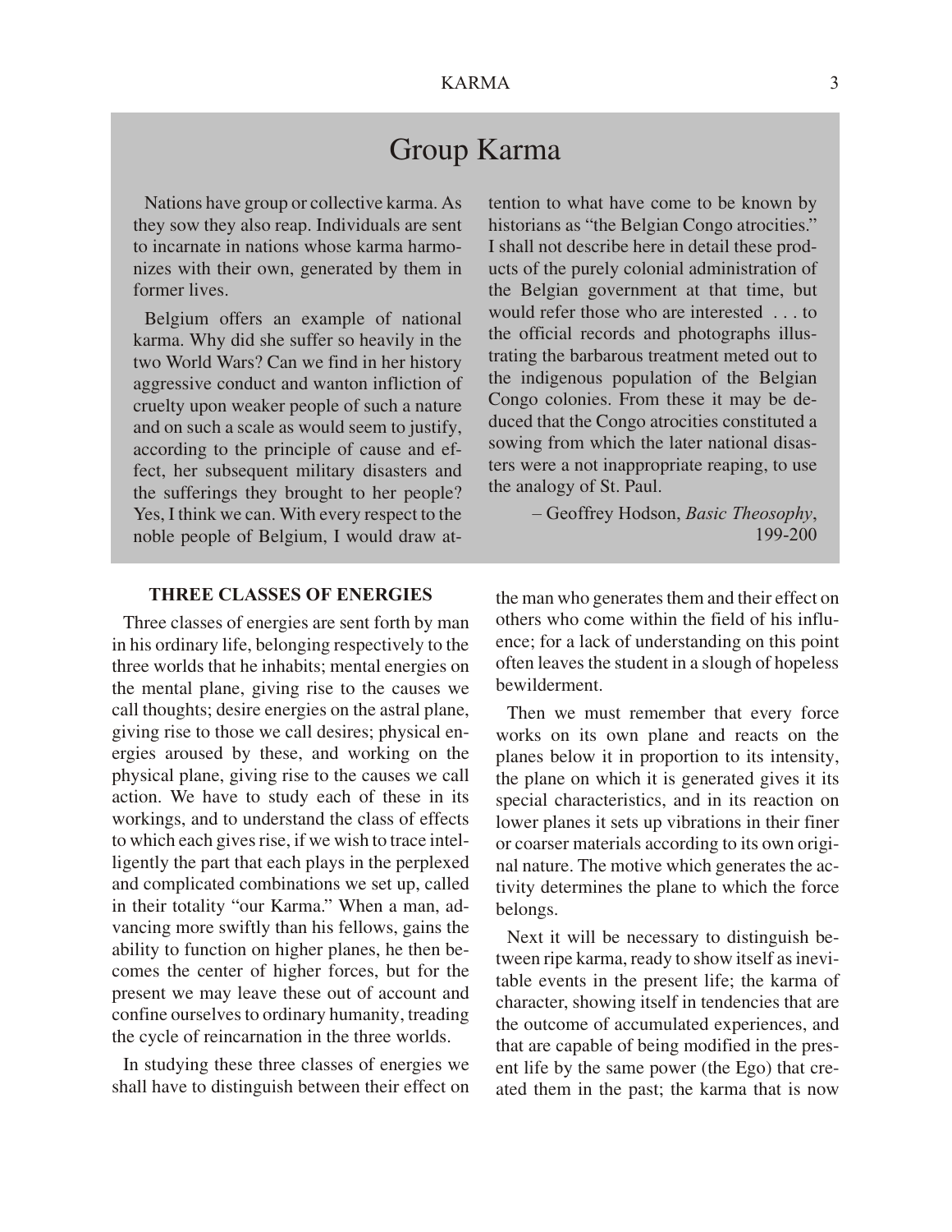## Group Karma

Nations have group or collective karma. As they sow they also reap. Individuals are sent to incarnate in nations whose karma harmonizes with their own, generated by them in former lives.

Belgium offers an example of national karma. Why did she suffer so heavily in the two World Wars? Can we find in her history aggressive conduct and wanton infliction of cruelty upon weaker people of such a nature and on such a scale as would seem to justify, according to the principle of cause and effect, her subsequent military disasters and the sufferings they brought to her people? Yes, I think we can. With every respect to the noble people of Belgium, I would draw attention to what have come to be known by historians as "the Belgian Congo atrocities." I shall not describe here in detail these products of the purely colonial administration of the Belgian government at that time, but would refer those who are interested . . . to the official records and photographs illustrating the barbarous treatment meted out to the indigenous population of the Belgian Congo colonies. From these it may be deduced that the Congo atrocities constituted a sowing from which the later national disasters were a not inappropriate reaping, to use the analogy of St. Paul.

– Geoffrey Hodson, *Basic Theosophy*, 199-200

### THREE CLASSES OF ENERGIES

Three classes of energies are sent forth by man in his ordinary life, belonging respectively to the three worlds that he inhabits; mental energies on the mental plane, giving rise to the causes we call thoughts; desire energies on the astral plane, giving rise to those we call desires; physical energies aroused by these, and working on the physical plane, giving rise to the causes we call action. We have to study each of these in its workings, and to understand the class of effects to which each gives rise, if we wish to trace intelligently the part that each plays in the perplexed and complicated combinations we set up, called in their totality "our Karma." When a man, advancing more swiftly than his fellows, gains the ability to function on higher planes, he then becomes the center of higher forces, but for the present we may leave these out of account and confine ourselves to ordinary humanity, treading the cycle of reincarnation in the three worlds.

In studying these three classes of energies we shall have to distinguish between their effect on the man who generates them and their effect on others who come within the field of his influence; for a lack of understanding on this point often leaves the student in a slough of hopeless bewilderment.

Then we must remember that every force works on its own plane and reacts on the planes below it in proportion to its intensity, the plane on which it is generated gives it its special characteristics, and in its reaction on lower planes it sets up vibrations in their finer or coarser materials according to its own original nature. The motive which generates the activity determines the plane to which the force belongs.

Next it will be necessary to distinguish between ripe karma, ready to show itself as inevitable events in the present life; the karma of character, showing itself in tendencies that are the outcome of accumulated experiences, and that are capable of being modified in the present life by the same power (the Ego) that created them in the past; the karma that is now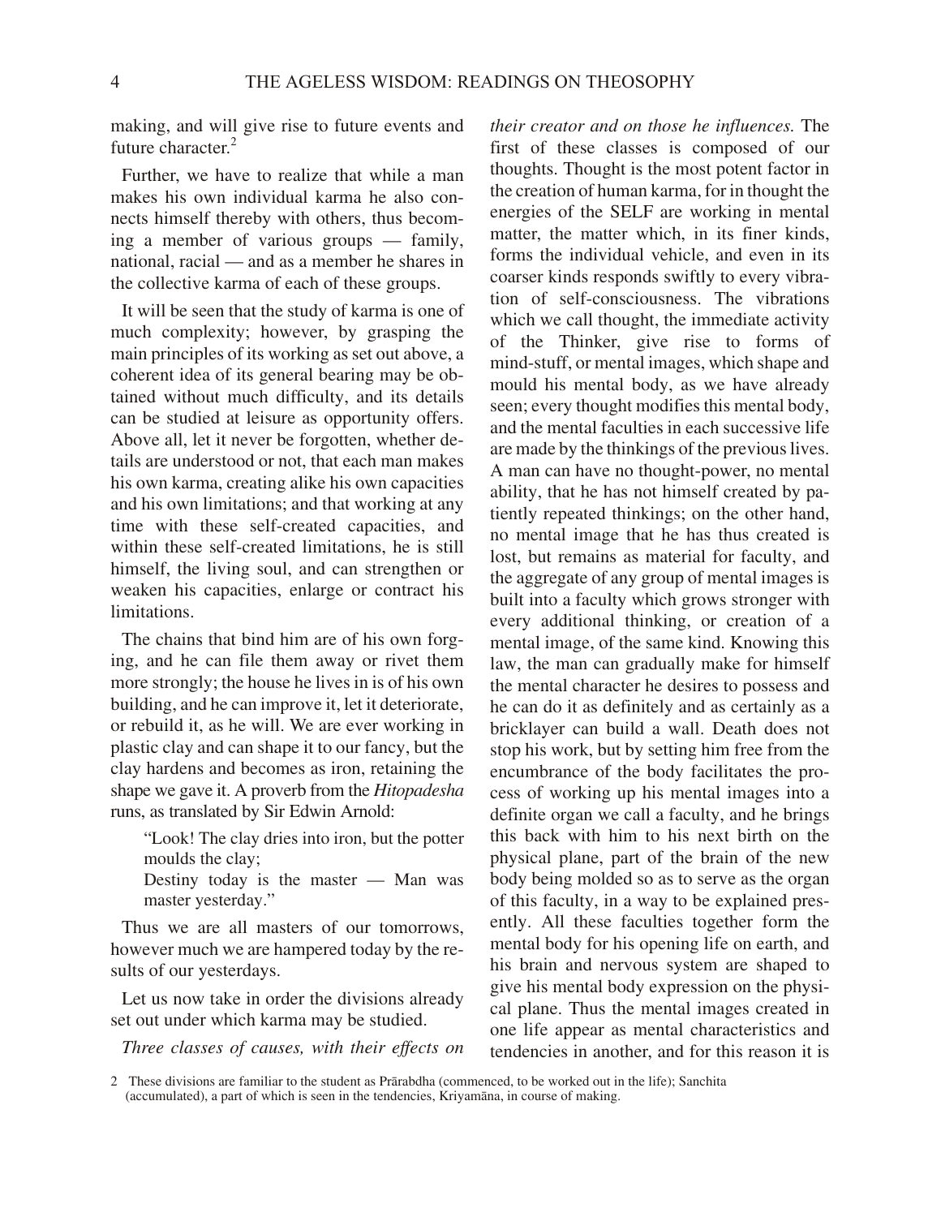making, and will give rise to future events and future character.[2]

Further, we have to realize that while a man makes his own individual karma he also connects himself thereby with others, thus becoming a member of various groups — family, national, racial — and as a member he shares in the collective karma of each of these groups.

It will be seen that the study of karma is one of much complexity; however, by grasping the main principles of its working as set out above, a coherent idea of its general bearing may be obtained without much difficulty, and its details can be studied at leisure as opportunity offers. Above all, let it never be forgotten, whether details are understood or not, that each man makes his own karma, creating alike his own capacities and his own limitations; and that working at any time with these self-created capacities, and within these self-created limitations, he is still himself, the living soul, and can strengthen or weaken his capacities, enlarge or contract his limitations.

The chains that bind him are of his own forging, and he can file them away or rivet them more strongly; the house he lives in is of his own building, and he can improve it, let it deteriorate, or rebuild it, as he will. We are ever working in plastic clay and can shape it to our fancy, but the clay hardens and becomes as iron, retaining the shape we gave it. A proverb from the *Hitopadesha* runs, as translated by Sir Edwin Arnold:

> "Look! The clay dries into iron, but the potter moulds the clay;
> Destiny today is the master — Man was master yesterday."

Thus we are all masters of our tomorrows, however much we are hampered today by the results of our yesterdays.

Let us now take in order the divisions already set out under which karma may be studied.

*Three classes of causes, with their effects on their creator and on those he influences.* The first of these classes is composed of our thoughts. Thought is the most potent factor in the creation of human karma, for in thought the energies of the SELF are working in mental matter, the matter which, in its finer kinds, forms the individual vehicle, and even in its coarser kinds responds swiftly to every vibration of self-consciousness. The vibrations which we call thought, the immediate activity of the Thinker, give rise to forms of mind-stuff, or mental images, which shape and mould his mental body, as we have already seen; every thought modifies this mental body, and the mental faculties in each successive life are made by the thinkings of the previous lives. A man can have no thought-power, no mental ability, that he has not himself created by patiently repeated thinkings; on the other hand, no mental image that he has thus created is lost, but remains as material for faculty, and the aggregate of any group of mental images is built into a faculty which grows stronger with every additional thinking, or creation of a mental image, of the same kind. Knowing this law, the man can gradually make for himself the mental character he desires to possess and he can do it as definitely and as certainly as a bricklayer can build a wall. Death does not stop his work, but by setting him free from the encumbrance of the body facilitates the process of working up his mental images into a definite organ we call a faculty, and he brings this back with him to his next birth on the physical plane, part of the brain of the new body being molded so as to serve as the organ of this faculty, in a way to be explained presently. All these faculties together form the mental body for his opening life on earth, and his brain and nervous system are shaped to give his mental body expression on the physical plane. Thus the mental images created in one life appear as mental characteristics and tendencies in another, and for this reason it is

[2] These divisions are familiar to the student as Prārabdha (commenced, to be worked out in the life); Sanchita (accumulated), a part of which is seen in the tendencies, Kriyamāna, in course of making.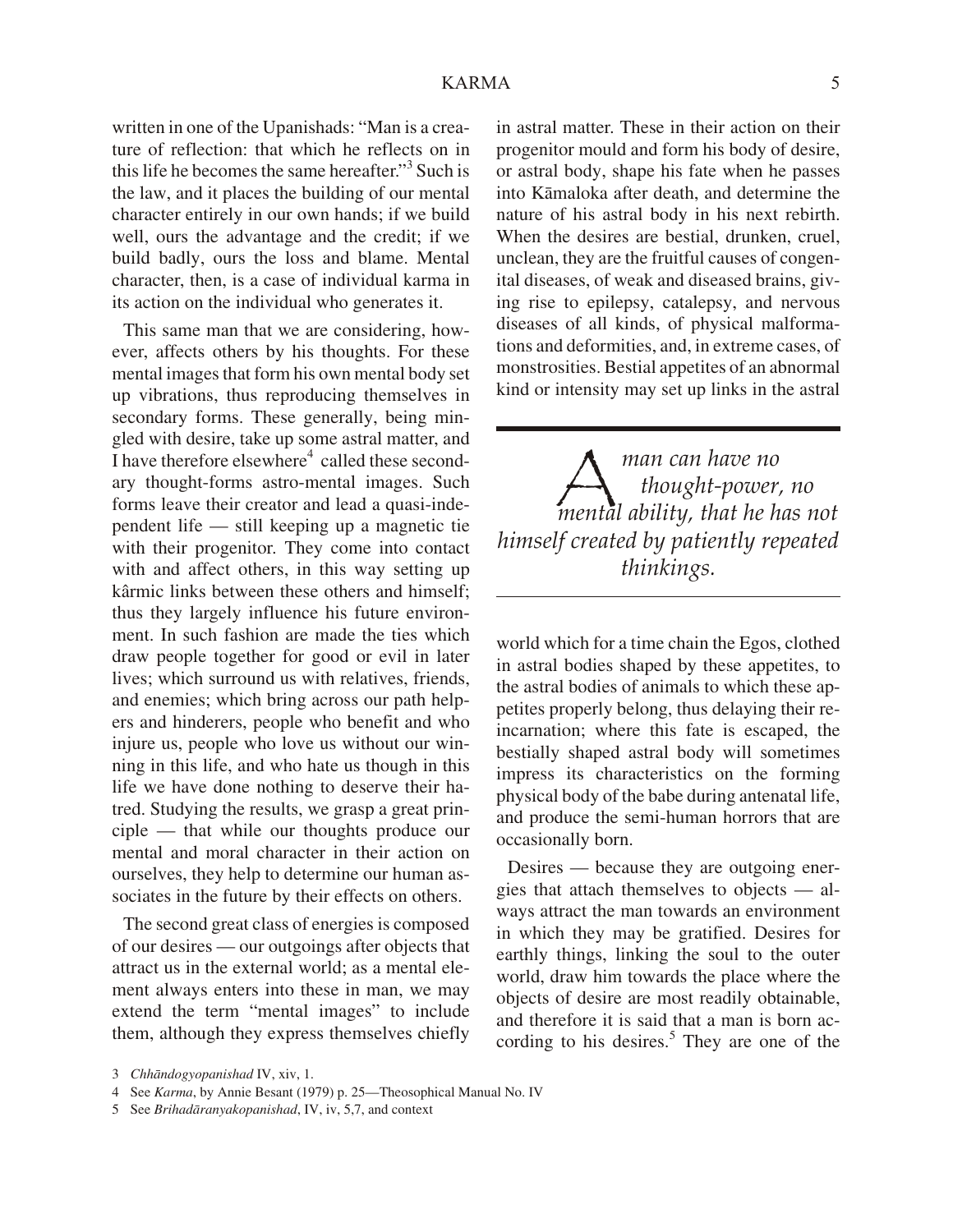written in one of the Upanishads: "Man is a creature of reflection: that which he reflects on in this life he becomes the same hereafter."[3] Such is the law, and it places the building of our mental character entirely in our own hands; if we build well, ours the advantage and the credit; if we build badly, ours the loss and blame. Mental character, then, is a case of individual karma in its action on the individual who generates it.

This same man that we are considering, however, affects others by his thoughts. For these mental images that form his own mental body set up vibrations, thus reproducing themselves in secondary forms. These generally, being mingled with desire, take up some astral matter, and I have therefore elsewhere[4] called these secondary thought-forms astro-mental images. Such forms leave their creator and lead a quasi-independent life — still keeping up a magnetic tie with their progenitor. They come into contact with and affect others, in this way setting up kârmic links between these others and himself; thus they largely influence his future environment. In such fashion are made the ties which draw people together for good or evil in later lives; which surround us with relatives, friends, and enemies; which bring across our path helpers and hinderers, people who benefit and who injure us, people who love us without our winning in this life, and who hate us though in this life we have done nothing to deserve their hatred. Studying the results, we grasp a great principle — that while our thoughts produce our mental and moral character in their action on ourselves, they help to determine our human associates in the future by their effects on others.

The second great class of energies is composed of our desires — our outgoings after objects that attract us in the external world; as a mental element always enters into these in man, we may extend the term "mental images" to include them, although they express themselves chiefly in astral matter. These in their action on their progenitor mould and form his body of desire, or astral body, shape his fate when he passes into Kāmaloka after death, and determine the nature of his astral body in his next rebirth. When the desires are bestial, drunken, cruel, unclean, they are the fruitful causes of congenital diseases, of weak and diseased brains, giving rise to epilepsy, catalepsy, and nervous diseases of all kinds, of physical malformations and deformities, and, in extreme cases, of monstrosities. Bestial appetites of an abnormal kind or intensity may set up links in the astral

> *A man can have no thought-power, no mental ability, that he has not himself created by patiently repeated thinkings.*

world which for a time chain the Egos, clothed in astral bodies shaped by these appetites, to the astral bodies of animals to which these appetites properly belong, thus delaying their reincarnation; where this fate is escaped, the bestially shaped astral body will sometimes impress its characteristics on the forming physical body of the babe during antenatal life, and produce the semi-human horrors that are occasionally born.

Desires — because they are outgoing energies that attach themselves to objects — always attract the man towards an environment in which they may be gratified. Desires for earthly things, linking the soul to the outer world, draw him towards the place where the objects of desire are most readily obtainable, and therefore it is said that a man is born according to his desires.[5] They are one of the

3 *Chhāndogyopanishad* IV, xiv, 1.

4 See *Karma*, by Annie Besant (1979) p. 25—Theosophical Manual No. IV

5 See *Brihadāranyakopanishad*, IV, iv, 5,7, and context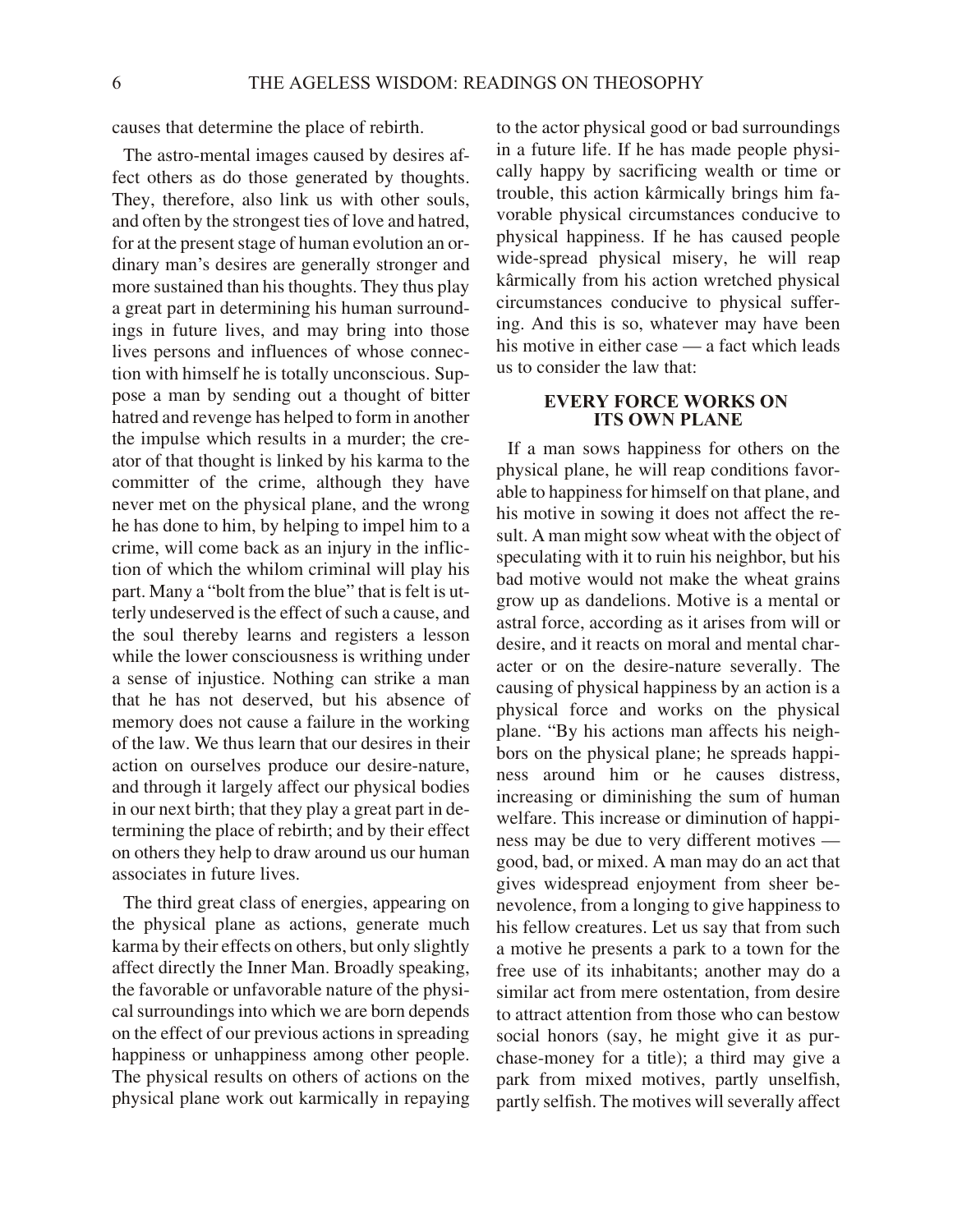causes that determine the place of rebirth.

The astro-mental images caused by desires affect others as do those generated by thoughts. They, therefore, also link us with other souls, and often by the strongest ties of love and hatred, for at the present stage of human evolution an ordinary man's desires are generally stronger and more sustained than his thoughts. They thus play a great part in determining his human surroundings in future lives, and may bring into those lives persons and influences of whose connection with himself he is totally unconscious. Suppose a man by sending out a thought of bitter hatred and revenge has helped to form in another the impulse which results in a murder; the creator of that thought is linked by his karma to the committer of the crime, although they have never met on the physical plane, and the wrong he has done to him, by helping to impel him to a crime, will come back as an injury in the infliction of which the whilom criminal will play his part. Many a "bolt from the blue" that is felt is utterly undeserved is the effect of such a cause, and the soul thereby learns and registers a lesson while the lower consciousness is writhing under a sense of injustice. Nothing can strike a man that he has not deserved, but his absence of memory does not cause a failure in the working of the law. We thus learn that our desires in their action on ourselves produce our desire-nature, and through it largely affect our physical bodies in our next birth; that they play a great part in determining the place of rebirth; and by their effect on others they help to draw around us our human associates in future lives.

The third great class of energies, appearing on the physical plane as actions, generate much karma by their effects on others, but only slightly affect directly the Inner Man. Broadly speaking, the favorable or unfavorable nature of the physical surroundings into which we are born depends on the effect of our previous actions in spreading happiness or unhappiness among other people. The physical results on others of actions on the physical plane work out karmically in repaying to the actor physical good or bad surroundings in a future life. If he has made people physically happy by sacrificing wealth or time or trouble, this action kârmically brings him favorable physical circumstances conducive to physical happiness. If he has caused people wide-spread physical misery, he will reap kârmically from his action wretched physical circumstances conducive to physical suffering. And this is so, whatever may have been his motive in either case — a fact which leads us to consider the law that:

## EVERY FORCE WORKS ON ITS OWN PLANE

If a man sows happiness for others on the physical plane, he will reap conditions favorable to happiness for himself on that plane, and his motive in sowing it does not affect the result. A man might sow wheat with the object of speculating with it to ruin his neighbor, but his bad motive would not make the wheat grains grow up as dandelions. Motive is a mental or astral force, according as it arises from will or desire, and it reacts on moral and mental character or on the desire-nature severally. The causing of physical happiness by an action is a physical force and works on the physical plane. "By his actions man affects his neighbors on the physical plane; he spreads happiness around him or he causes distress, increasing or diminishing the sum of human welfare. This increase or diminution of happiness may be due to very different motives — good, bad, or mixed. A man may do an act that gives widespread enjoyment from sheer benevolence, from a longing to give happiness to his fellow creatures. Let us say that from such a motive he presents a park to a town for the free use of its inhabitants; another may do a similar act from mere ostentation, from desire to attract attention from those who can bestow social honors (say, he might give it as purchase-money for a title); a third may give a park from mixed motives, partly unselfish, partly selfish. The motives will severally affect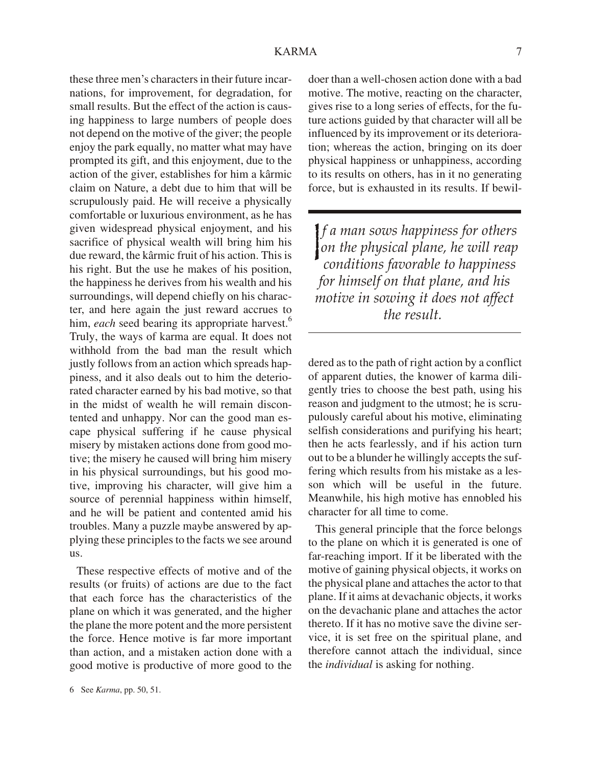these three men's characters in their future incarnations, for improvement, for degradation, for small results. But the effect of the action is causing happiness to large numbers of people does not depend on the motive of the giver; the people enjoy the park equally, no matter what may have prompted its gift, and this enjoyment, due to the action of the giver, establishes for him a kârmic claim on Nature, a debt due to him that will be scrupulously paid. He will receive a physically comfortable or luxurious environment, as he has given widespread physical enjoyment, and his sacrifice of physical wealth will bring him his due reward, the kârmic fruit of his action. This is his right. But the use he makes of his position, the happiness he derives from his wealth and his surroundings, will depend chiefly on his character, and here again the just reward accrues to him, *each* seed bearing its appropriate harvest.[6] Truly, the ways of karma are equal. It does not withhold from the bad man the result which justly follows from an action which spreads happiness, and it also deals out to him the deteriorated character earned by his bad motive, so that in the midst of wealth he will remain discontented and unhappy. Nor can the good man escape physical suffering if he cause physical misery by mistaken actions done from good motive; the misery he caused will bring him misery in his physical surroundings, but his good motive, improving his character, will give him a source of perennial happiness within himself, and he will be patient and contented amid his troubles. Many a puzzle maybe answered by applying these principles to the facts we see around us.

These respective effects of motive and of the results (or fruits) of actions are due to the fact that each force has the characteristics of the plane on which it was generated, and the higher the plane the more potent and the more persistent the force. Hence motive is far more important than action, and a mistaken action done with a good motive is productive of more good to the doer than a well-chosen action done with a bad motive. The motive, reacting on the character, gives rise to a long series of effects, for the future actions guided by that character will all be influenced by its improvement or its deterioration; whereas the action, bringing on its doer physical happiness or unhappiness, according to its results on others, has in it no generating force, but is exhausted in its results. If bewildered as to the path of right action by a conflict of apparent duties, the knower of karma diligently tries to choose the best path, using his reason and judgment to the utmost; he is scrupulously careful about his motive, eliminating selfish considerations and purifying his heart; then he acts fearlessly, and if his action turn out to be a blunder he willingly accepts the suffering which results from his mistake as a lesson which will be useful in the future. Meanwhile, his high motive has ennobled his character for all time to come.

> *If a man sows happiness for others on the physical plane, he will reap conditions favorable to happiness for himself on that plane, and his motive in sowing it does not affect the result.*

This general principle that the force belongs to the plane on which it is generated is one of far-reaching import. If it be liberated with the motive of gaining physical objects, it works on the physical plane and attaches the actor to that plane. If it aims at devachanic objects, it works on the devachanic plane and attaches the actor thereto. If it has no motive save the divine service, it is set free on the spiritual plane, and therefore cannot attach the individual, since the *individual* is asking for nothing.

6 See *Karma*, pp. 50, 51.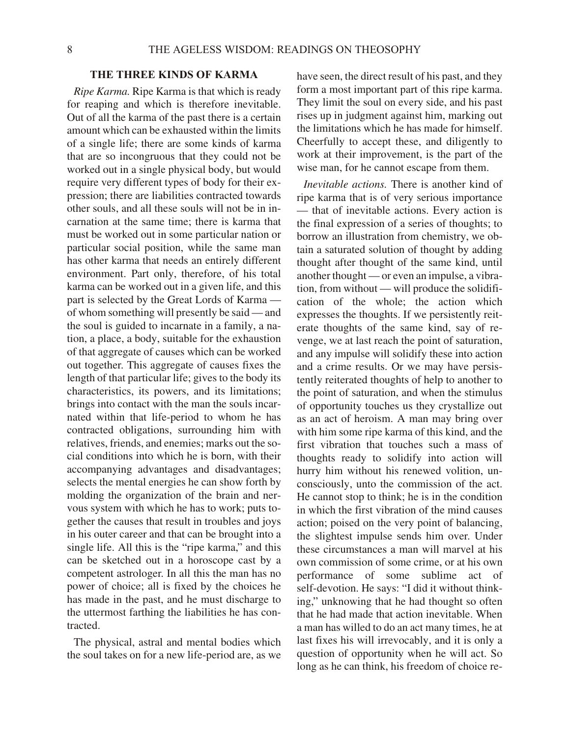### THE THREE KINDS OF KARMA

*Ripe Karma.* Ripe Karma is that which is ready for reaping and which is therefore inevitable. Out of all the karma of the past there is a certain amount which can be exhausted within the limits of a single life; there are some kinds of karma that are so incongruous that they could not be worked out in a single physical body, but would require very different types of body for their expression; there are liabilities contracted towards other souls, and all these souls will not be in incarnation at the same time; there is karma that must be worked out in some particular nation or particular social position, while the same man has other karma that needs an entirely different environment. Part only, therefore, of his total karma can be worked out in a given life, and this part is selected by the Great Lords of Karma — of whom something will presently be said — and the soul is guided to incarnate in a family, a nation, a place, a body, suitable for the exhaustion of that aggregate of causes which can be worked out together. This aggregate of causes fixes the length of that particular life; gives to the body its characteristics, its powers, and its limitations; brings into contact with the man the souls incarnated within that life-period to whom he has contracted obligations, surrounding him with relatives, friends, and enemies; marks out the social conditions into which he is born, with their accompanying advantages and disadvantages; selects the mental energies he can show forth by molding the organization of the brain and nervous system with which he has to work; puts together the causes that result in troubles and joys in his outer career and that can be brought into a single life. All this is the "ripe karma," and this can be sketched out in a horoscope cast by a competent astrologer. In all this the man has no power of choice; all is fixed by the choices he has made in the past, and he must discharge to the uttermost farthing the liabilities he has contracted.

The physical, astral and mental bodies which the soul takes on for a new life-period are, as we have seen, the direct result of his past, and they form a most important part of this ripe karma. They limit the soul on every side, and his past rises up in judgment against him, marking out the limitations which he has made for himself. Cheerfully to accept these, and diligently to work at their improvement, is the part of the wise man, for he cannot escape from them.

*Inevitable actions.* There is another kind of ripe karma that is of very serious importance — that of inevitable actions. Every action is the final expression of a series of thoughts; to borrow an illustration from chemistry, we obtain a saturated solution of thought by adding thought after thought of the same kind, until another thought — or even an impulse, a vibration, from without — will produce the solidification of the whole; the action which expresses the thoughts. If we persistently reiterate thoughts of the same kind, say of revenge, we at last reach the point of saturation, and any impulse will solidify these into action and a crime results. Or we may have persistently reiterated thoughts of help to another to the point of saturation, and when the stimulus of opportunity touches us they crystallize out as an act of heroism. A man may bring over with him some ripe karma of this kind, and the first vibration that touches such a mass of thoughts ready to solidify into action will hurry him without his renewed volition, unconsciously, unto the commission of the act. He cannot stop to think; he is in the condition in which the first vibration of the mind causes action; poised on the very point of balancing, the slightest impulse sends him over. Under these circumstances a man will marvel at his own commission of some crime, or at his own performance of some sublime act of self-devotion. He says: "I did it without thinking," unknowing that he had thought so often that he had made that action inevitable. When a man has willed to do an act many times, he at last fixes his will irrevocably, and it is only a question of opportunity when he will act. So long as he can think, his freedom of choice re-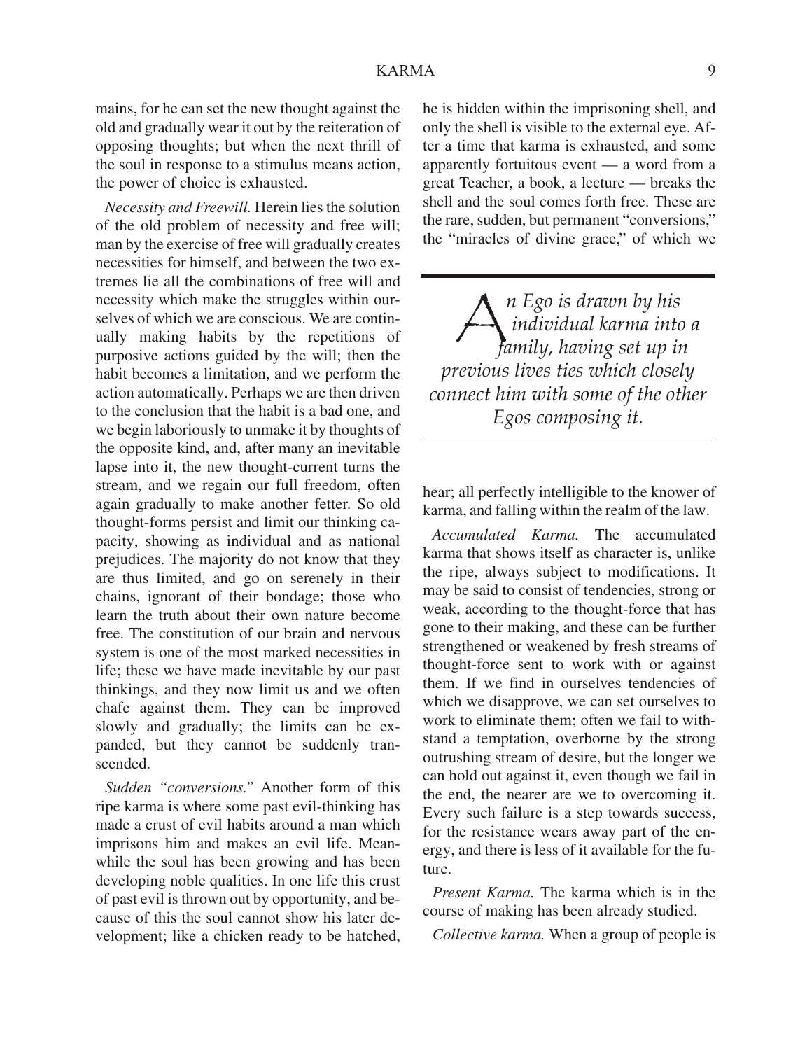mains, for he can set the new thought against the old and gradually wear it out by the reiteration of opposing thoughts; but when the next thrill of the soul in response to a stimulus means action, the power of choice is exhausted.

*Necessity and Freewill.* Herein lies the solution of the old problem of necessity and free will; man by the exercise of free will gradually creates necessities for himself, and between the two extremes lie all the combinations of free will and necessity which make the struggles within ourselves of which we are conscious. We are continually making habits by the repetitions of purposive actions guided by the will; then the habit becomes a limitation, and we perform the action automatically. Perhaps we are then driven to the conclusion that the habit is a bad one, and we begin laboriously to unmake it by thoughts of the opposite kind, and, after many an inevitable lapse into it, the new thought-current turns the stream, and we regain our full freedom, often again gradually to make another fetter. So old thought-forms persist and limit our thinking capacity, showing as individual and as national prejudices. The majority do not know that they are thus limited, and go on serenely in their chains, ignorant of their bondage; those who learn the truth about their own nature become free. The constitution of our brain and nervous system is one of the most marked necessities in life; these we have made inevitable by our past thinkings, and they now limit us and we often chafe against them. They can be improved slowly and gradually; the limits can be expanded, but they cannot be suddenly transcended.

*Sudden "conversions."* Another form of this ripe karma is where some past evil-thinking has made a crust of evil habits around a man which imprisons him and makes an evil life. Meanwhile the soul has been growing and has been developing noble qualities. In one life this crust of past evil is thrown out by opportunity, and because of this the soul cannot show his later development; like a chicken ready to be hatched, he is hidden within the imprisoning shell, and only the shell is visible to the external eye. After a time that karma is exhausted, and some apparently fortuitous event — a word from a great Teacher, a book, a lecture — breaks the shell and the soul comes forth free. These are the rare, sudden, but permanent "conversions," the "miracles of divine grace," of which we hear; all perfectly intelligible to the knower of karma, and falling within the realm of the law.

> *An Ego is drawn by his individual karma into a family, having set up in previous lives ties which closely connect him with some of the other Egos composing it.*

*Accumulated Karma.* The accumulated karma that shows itself as character is, unlike the ripe, always subject to modifications. It may be said to consist of tendencies, strong or weak, according to the thought-force that has gone to their making, and these can be further strengthened or weakened by fresh streams of thought-force sent to work with or against them. If we find in ourselves tendencies of which we disapprove, we can set ourselves to work to eliminate them; often we fail to withstand a temptation, overborne by the strong outrushing stream of desire, but the longer we can hold out against it, even though we fail in the end, the nearer are we to overcoming it. Every such failure is a step towards success, for the resistance wears away part of the energy, and there is less of it available for the future.

*Present Karma.* The karma which is in the course of making has been already studied.

*Collective karma.* When a group of people is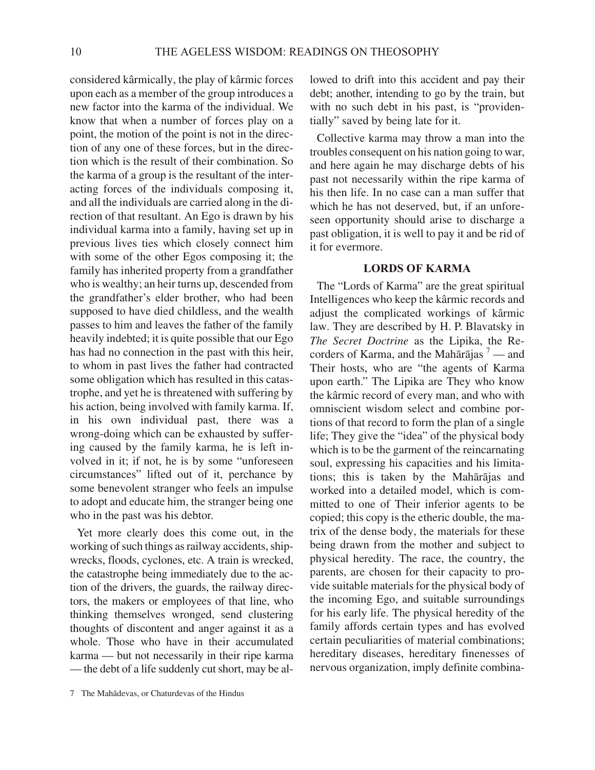considered kârmically, the play of kârmic forces upon each as a member of the group introduces a new factor into the karma of the individual. We know that when a number of forces play on a point, the motion of the point is not in the direction of any one of these forces, but in the direction which is the result of their combination. So the karma of a group is the resultant of the interacting forces of the individuals composing it, and all the individuals are carried along in the direction of that resultant. An Ego is drawn by his individual karma into a family, having set up in previous lives ties which closely connect him with some of the other Egos composing it; the family has inherited property from a grandfather who is wealthy; an heir turns up, descended from the grandfather's elder brother, who had been supposed to have died childless, and the wealth passes to him and leaves the father of the family heavily indebted; it is quite possible that our Ego has had no connection in the past with this heir, to whom in past lives the father had contracted some obligation which has resulted in this catastrophe, and yet he is threatened with suffering by his action, being involved with family karma. If, in his own individual past, there was a wrong-doing which can be exhausted by suffering caused by the family karma, he is left involved in it; if not, he is by some "unforeseen circumstances" lifted out of it, perchance by some benevolent stranger who feels an impulse to adopt and educate him, the stranger being one who in the past was his debtor.

Yet more clearly does this come out, in the working of such things as railway accidents, shipwrecks, floods, cyclones, etc. A train is wrecked, the catastrophe being immediately due to the action of the drivers, the guards, the railway directors, the makers or employees of that line, who thinking themselves wronged, send clustering thoughts of discontent and anger against it as a whole. Those who have in their accumulated karma — but not necessarily in their ripe karma — the debt of a life suddenly cut short, may be allowed to drift into this accident and pay their debt; another, intending to go by the train, but with no such debt in his past, is "providentially" saved by being late for it.

Collective karma may throw a man into the troubles consequent on his nation going to war, and here again he may discharge debts of his past not necessarily within the ripe karma of his then life. In no case can a man suffer that which he has not deserved, but, if an unforeseen opportunity should arise to discharge a past obligation, it is well to pay it and be rid of it for evermore.

## LORDS OF KARMA

The "Lords of Karma" are the great spiritual Intelligences who keep the kârmic records and adjust the complicated workings of kârmic law. They are described by H. P. Blavatsky in *The Secret Doctrine* as the Lipika, the Recorders of Karma, and the Mahārājas [7] — and Their hosts, who are "the agents of Karma upon earth." The Lipika are They who know the kârmic record of every man, and who with omniscient wisdom select and combine portions of that record to form the plan of a single life; They give the "idea" of the physical body which is to be the garment of the reincarnating soul, expressing his capacities and his limitations; this is taken by the Mahārājas and worked into a detailed model, which is committed to one of Their inferior agents to be copied; this copy is the etheric double, the matrix of the dense body, the materials for these being drawn from the mother and subject to physical heredity. The race, the country, the parents, are chosen for their capacity to provide suitable materials for the physical body of the incoming Ego, and suitable surroundings for his early life. The physical heredity of the family affords certain types and has evolved certain peculiarities of material combinations; hereditary diseases, hereditary finenesses of nervous organization, imply definite combina-

7 The Mahādevas, or Chaturdevas of the Hindus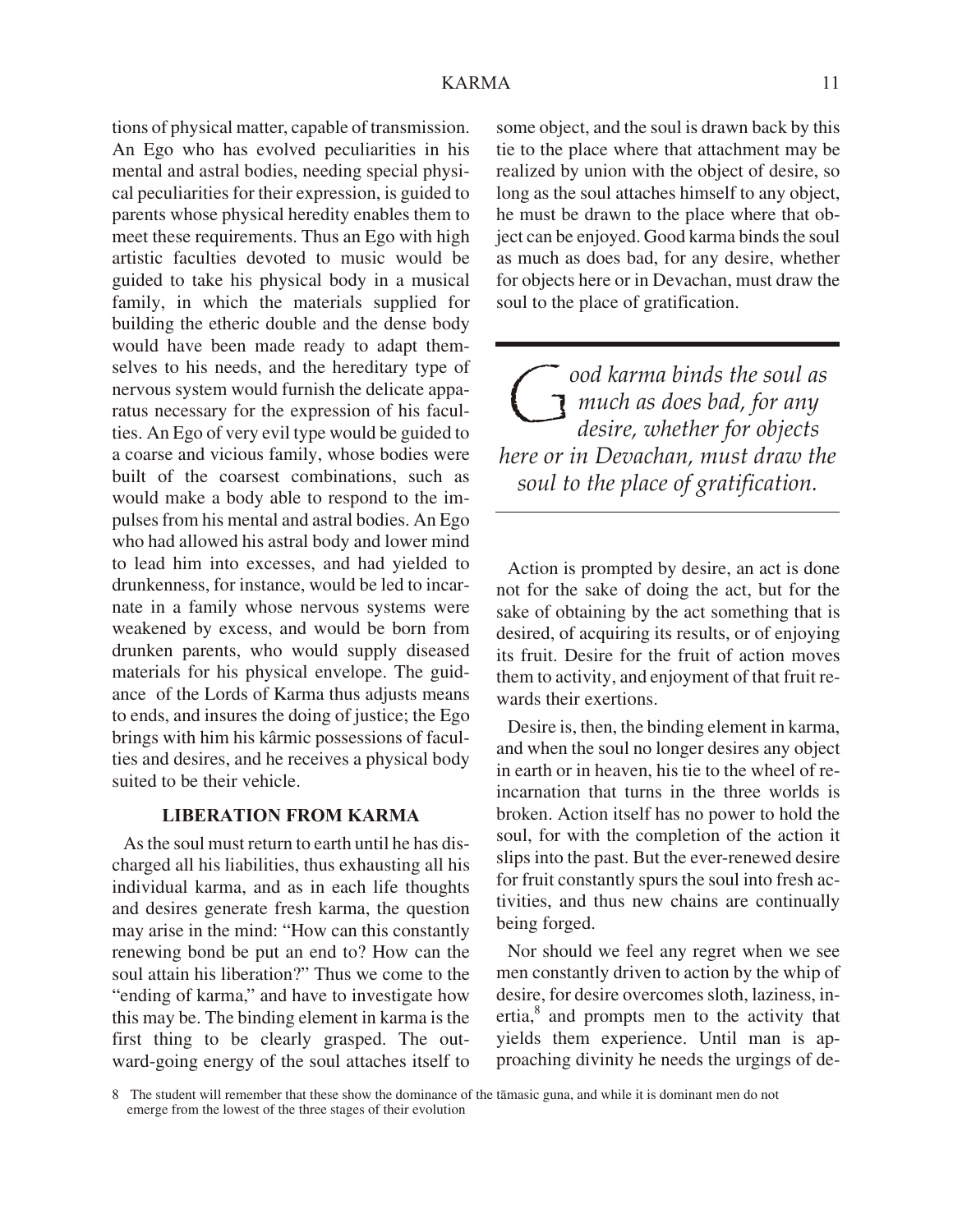tions of physical matter, capable of transmission. An Ego who has evolved peculiarities in his mental and astral bodies, needing special physical peculiarities for their expression, is guided to parents whose physical heredity enables them to meet these requirements. Thus an Ego with high artistic faculties devoted to music would be guided to take his physical body in a musical family, in which the materials supplied for building the etheric double and the dense body would have been made ready to adapt themselves to his needs, and the hereditary type of nervous system would furnish the delicate apparatus necessary for the expression of his faculties. An Ego of very evil type would be guided to a coarse and vicious family, whose bodies were built of the coarsest combinations, such as would make a body able to respond to the impulses from his mental and astral bodies. An Ego who had allowed his astral body and lower mind to lead him into excesses, and had yielded to drunkenness, for instance, would be led to incarnate in a family whose nervous systems were weakened by excess, and would be born from drunken parents, who would supply diseased materials for his physical envelope. The guidance of the Lords of Karma thus adjusts means to ends, and insures the doing of justice; the Ego brings with him his kârmic possessions of faculties and desires, and he receives a physical body suited to be their vehicle.

### LIBERATION FROM KARMA

As the soul must return to earth until he has discharged all his liabilities, thus exhausting all his individual karma, and as in each life thoughts and desires generate fresh karma, the question may arise in the mind: "How can this constantly renewing bond be put an end to? How can the soul attain his liberation?" Thus we come to the "ending of karma," and have to investigate how this may be. The binding element in karma is the first thing to be clearly grasped. The outward-going energy of the soul attaches itself to some object, and the soul is drawn back by this tie to the place where that attachment may be realized by union with the object of desire, so long as the soul attaches himself to any object, he must be drawn to the place where that object can be enjoyed. Good karma binds the soul as much as does bad, for any desire, whether for objects here or in Devachan, must draw the soul to the place of gratification.

> *Good karma binds the soul as much as does bad, for any desire, whether for objects here or in Devachan, must draw the soul to the place of gratification.*

Action is prompted by desire, an act is done not for the sake of doing the act, but for the sake of obtaining by the act something that is desired, of acquiring its results, or of enjoying its fruit. Desire for the fruit of action moves them to activity, and enjoyment of that fruit rewards their exertions.

Desire is, then, the binding element in karma, and when the soul no longer desires any object in earth or in heaven, his tie to the wheel of reincarnation that turns in the three worlds is broken. Action itself has no power to hold the soul, for with the completion of the action it slips into the past. But the ever-renewed desire for fruit constantly spurs the soul into fresh activities, and thus new chains are continually being forged.

Nor should we feel any regret when we see men constantly driven to action by the whip of desire, for desire overcomes sloth, laziness, inertia,[8] and prompts men to the activity that yields them experience. Until man is approaching divinity he needs the urgings of de-

8 The student will remember that these show the dominance of the tāmasic guna, and while it is dominant men do not emerge from the lowest of the three stages of their evolution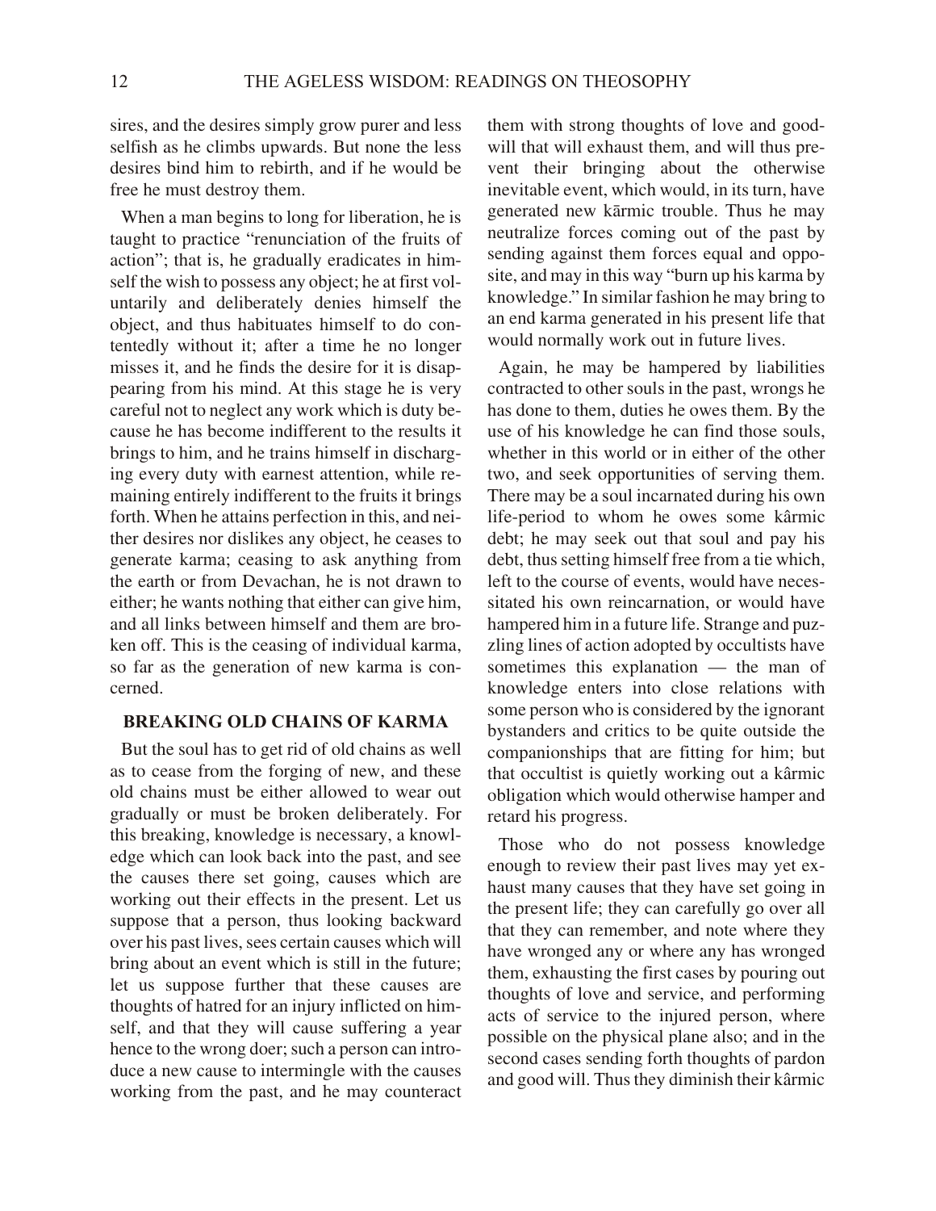sires, and the desires simply grow purer and less selfish as he climbs upwards. But none the less desires bind him to rebirth, and if he would be free he must destroy them.

When a man begins to long for liberation, he is taught to practice "renunciation of the fruits of action"; that is, he gradually eradicates in himself the wish to possess any object; he at first voluntarily and deliberately denies himself the object, and thus habituates himself to do contentedly without it; after a time he no longer misses it, and he finds the desire for it is disappearing from his mind. At this stage he is very careful not to neglect any work which is duty because he has become indifferent to the results it brings to him, and he trains himself in discharging every duty with earnest attention, while remaining entirely indifferent to the fruits it brings forth. When he attains perfection in this, and neither desires nor dislikes any object, he ceases to generate karma; ceasing to ask anything from the earth or from Devachan, he is not drawn to either; he wants nothing that either can give him, and all links between himself and them are broken off. This is the ceasing of individual karma, so far as the generation of new karma is concerned.

## BREAKING OLD CHAINS OF KARMA

But the soul has to get rid of old chains as well as to cease from the forging of new, and these old chains must be either allowed to wear out gradually or must be broken deliberately. For this breaking, knowledge is necessary, a knowledge which can look back into the past, and see the causes there set going, causes which are working out their effects in the present. Let us suppose that a person, thus looking backward over his past lives, sees certain causes which will bring about an event which is still in the future; let us suppose further that these causes are thoughts of hatred for an injury inflicted on himself, and that they will cause suffering a year hence to the wrong doer; such a person can introduce a new cause to intermingle with the causes working from the past, and he may counteract them with strong thoughts of love and goodwill that will exhaust them, and will thus prevent their bringing about the otherwise inevitable event, which would, in its turn, have generated new kārmic trouble. Thus he may neutralize forces coming out of the past by sending against them forces equal and opposite, and may in this way "burn up his karma by knowledge." In similar fashion he may bring to an end karma generated in his present life that would normally work out in future lives.

Again, he may be hampered by liabilities contracted to other souls in the past, wrongs he has done to them, duties he owes them. By the use of his knowledge he can find those souls, whether in this world or in either of the other two, and seek opportunities of serving them. There may be a soul incarnated during his own life-period to whom he owes some kârmic debt; he may seek out that soul and pay his debt, thus setting himself free from a tie which, left to the course of events, would have necessitated his own reincarnation, or would have hampered him in a future life. Strange and puzzling lines of action adopted by occultists have sometimes this explanation — the man of knowledge enters into close relations with some person who is considered by the ignorant bystanders and critics to be quite outside the companionships that are fitting for him; but that occultist is quietly working out a kârmic obligation which would otherwise hamper and retard his progress.

Those who do not possess knowledge enough to review their past lives may yet exhaust many causes that they have set going in the present life; they can carefully go over all that they can remember, and note where they have wronged any or where any has wronged them, exhausting the first cases by pouring out thoughts of love and service, and performing acts of service to the injured person, where possible on the physical plane also; and in the second cases sending forth thoughts of pardon and good will. Thus they diminish their kârmic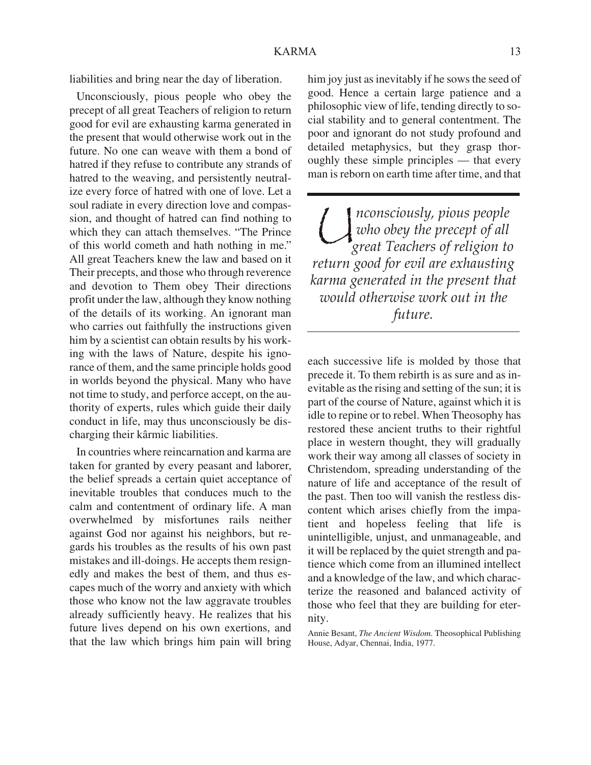liabilities and bring near the day of liberation.

Unconsciously, pious people who obey the precept of all great Teachers of religion to return good for evil are exhausting karma generated in the present that would otherwise work out in the future. No one can weave with them a bond of hatred if they refuse to contribute any strands of hatred to the weaving, and persistently neutralize every force of hatred with one of love. Let a soul radiate in every direction love and compassion, and thought of hatred can find nothing to which they can attach themselves. "The Prince of this world cometh and hath nothing in me." All great Teachers knew the law and based on it Their precepts, and those who through reverence and devotion to Them obey Their directions profit under the law, although they know nothing of the details of its working. An ignorant man who carries out faithfully the instructions given him by a scientist can obtain results by his working with the laws of Nature, despite his ignorance of them, and the same principle holds good in worlds beyond the physical. Many who have not time to study, and perforce accept, on the authority of experts, rules which guide their daily conduct in life, may thus unconsciously be discharging their kârmic liabilities.

In countries where reincarnation and karma are taken for granted by every peasant and laborer, the belief spreads a certain quiet acceptance of inevitable troubles that conduces much to the calm and contentment of ordinary life. A man overwhelmed by misfortunes rails neither against God nor against his neighbors, but regards his troubles as the results of his own past mistakes and ill-doings. He accepts them resignedly and makes the best of them, and thus escapes much of the worry and anxiety with which those who know not the law aggravate troubles already sufficiently heavy. He realizes that his future lives depend on his own exertions, and that the law which brings him pain will bring him joy just as inevitably if he sows the seed of good. Hence a certain large patience and a philosophic view of life, tending directly to social stability and to general contentment. The poor and ignorant do not study profound and detailed metaphysics, but they grasp thoroughly these simple principles — that every man is reborn on earth time after time, and that each successive life is molded by those that precede it. To them rebirth is as sure and as inevitable as the rising and setting of the sun; it is part of the course of Nature, against which it is idle to repine or to rebel. When Theosophy has restored these ancient truths to their rightful place in western thought, they will gradually work their way among all classes of society in Christendom, spreading understanding of the nature of life and acceptance of the result of the past. Then too will vanish the restless discontent which arises chiefly from the impatient and hopeless feeling that life is unintelligible, unjust, and unmanageable, and it will be replaced by the quiet strength and patience which come from an illumined intellect and a knowledge of the law, and which characterize the reasoned and balanced activity of those who feel that they are building for eternity.

> *Unconsciously, pious people who obey the precept of all great Teachers of religion to return good for evil are exhausting karma generated in the present that would otherwise work out in the future.*

Annie Besant, *The Ancient Wisdom.* Theosophical Publishing House, Adyar, Chennai, India, 1977.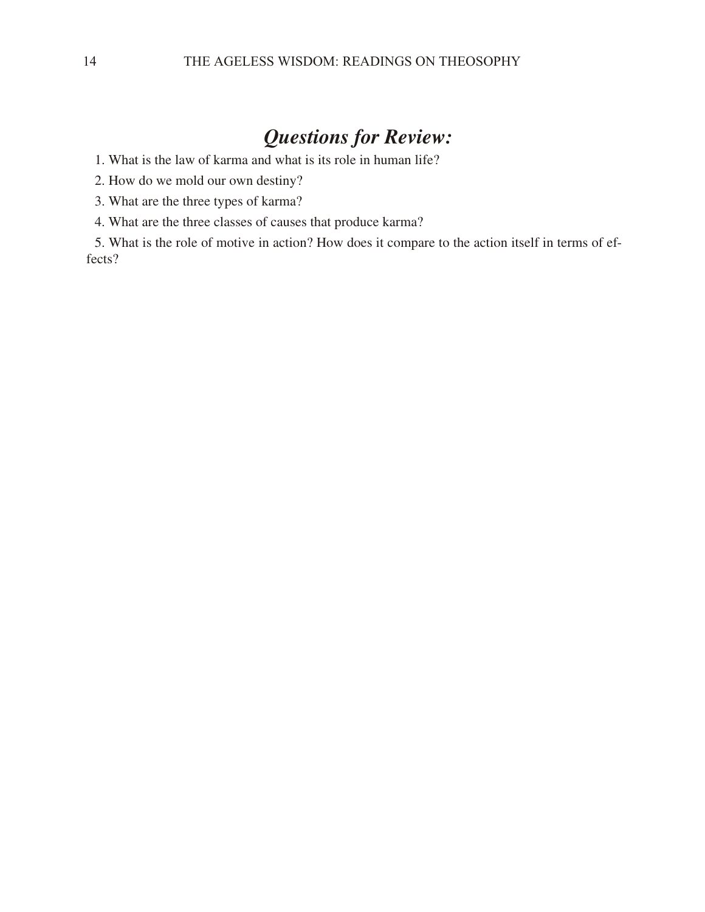## *Questions for Review:*

1. What is the law of karma and what is its role in human life?
2. How do we mold our own destiny?
3. What are the three types of karma?
4. What are the three classes of causes that produce karma?
5. What is the role of motive in action? How does it compare to the action itself in terms of effects?